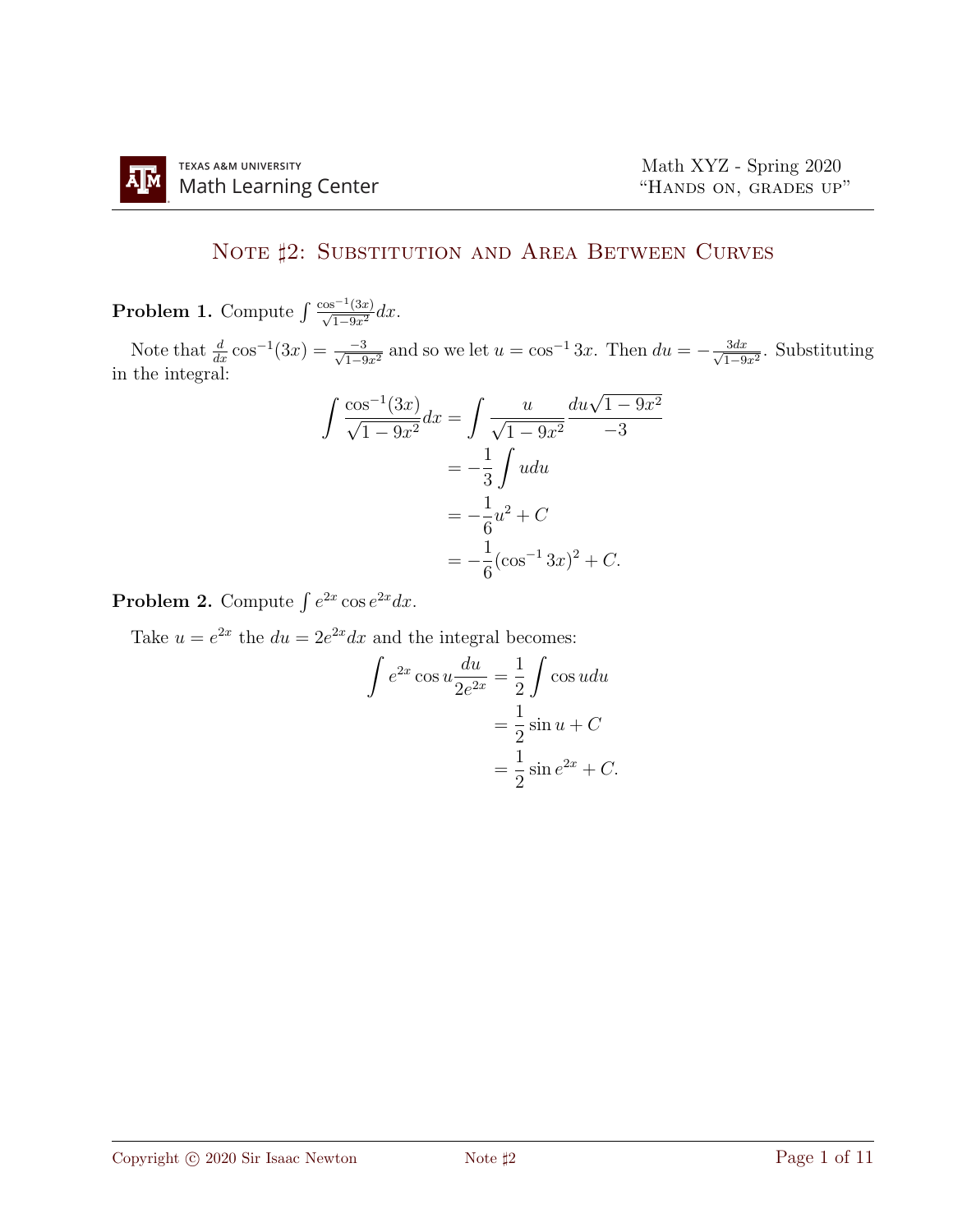# Note ♯2: Substitution and Area Between Curves

**Problem 1.** Compute $\int \frac{\cos^{-1}(3x)}{\sqrt{1-9x^2}}dx$.

Note that $\frac{d}{dx}\cos^{-1}(3x) = \frac{-3}{\sqrt{1-9x^2}}$ and so we let $u = \cos^{-1} 3x$. Then $du = -\frac{3dx}{\sqrt{1-9x^2}}$. Substituting in the integral:

$$\begin{aligned}
\int \frac{\cos^{-1}(3x)}{\sqrt{1-9x^2}}dx &= \int \frac{u}{\sqrt{1-9x^2}} \frac{du\sqrt{1-9x^2}}{-3} \\
&= -\frac{1}{3}\int u du \\
&= -\frac{1}{6}u^2 + C \\
&= -\frac{1}{6}(\cos^{-1} 3x)^2 + C.
\end{aligned}$$

**Problem 2.** Compute $\int e^{2x}\cos e^{2x}dx$.

Take $u = e^{2x}$ the $du = 2e^{2x}dx$ and the integral becomes:

$$\begin{aligned}
\int e^{2x}\cos u \frac{du}{2e^{2x}} &= \frac{1}{2}\int \cos u du \\
&= \frac{1}{2}\sin u + C \\
&= \frac{1}{2}\sin e^{2x} + C.
\end{aligned}$$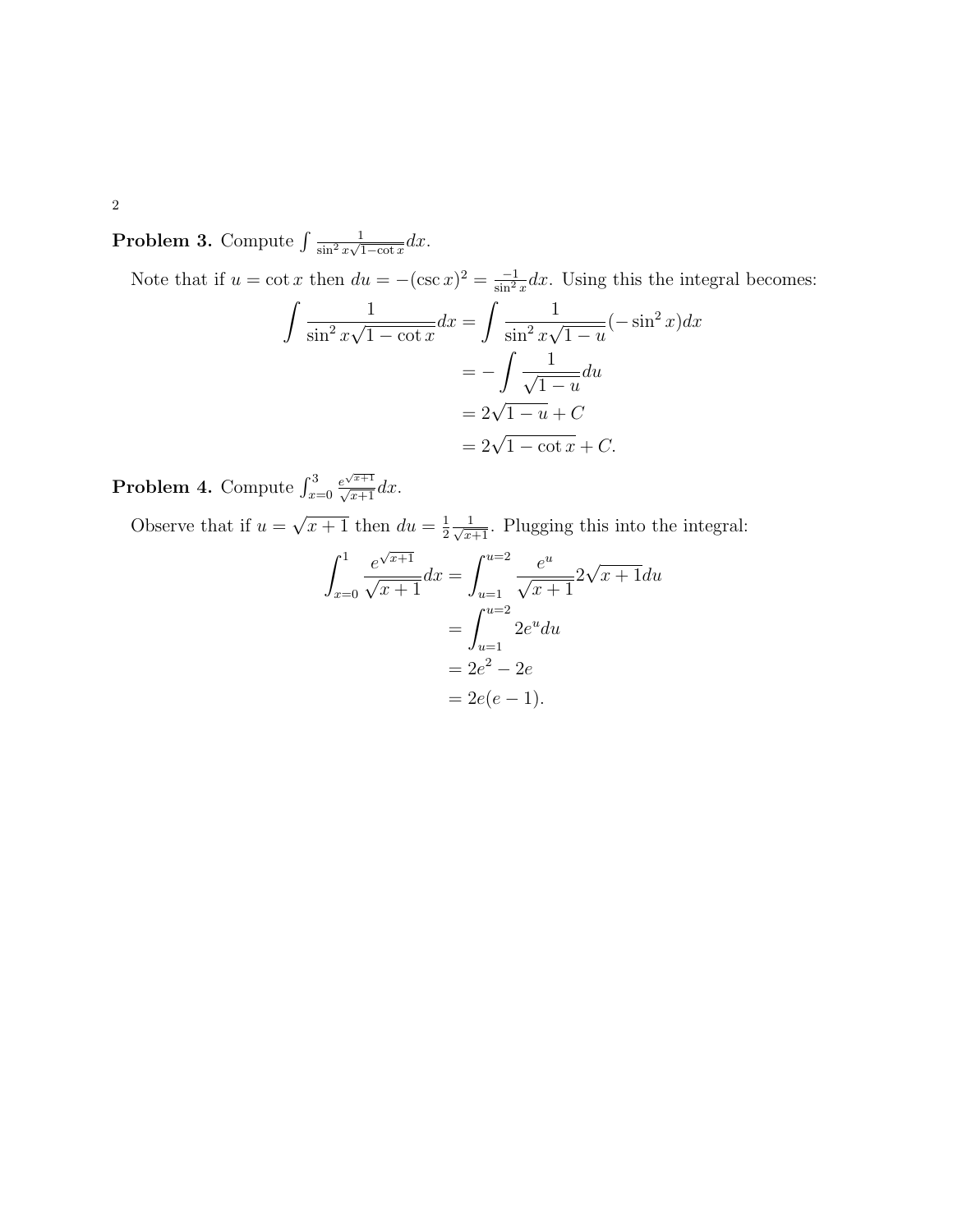**Problem 3.** Compute $\int \frac{1}{\sin^2 x\sqrt{1-\cot x}}dx$.

Note that if $u = \cot x$ then $du = -(\csc x)^2 = \frac{-1}{\sin^2 x}dx$. Using this the integral becomes:

$$\begin{aligned}
\int \frac{1}{\sin^2 x\sqrt{1-\cot x}}dx &= \int \frac{1}{\sin^2 x\sqrt{1-u}}(-\sin^2 x)dx \\
&= -\int \frac{1}{\sqrt{1-u}}du \\
&= 2\sqrt{1-u} + C \\
&= 2\sqrt{1-\cot x} + C.
\end{aligned}$$

**Problem 4.** Compute $\int_{x=0}^{3} \frac{e^{\sqrt{x+1}}}{\sqrt{x+1}}dx$.

Observe that if $u = \sqrt{x+1}$ then $du = \frac{1}{2}\frac{1}{\sqrt{x+1}}$. Plugging this into the integral:

$$\begin{aligned}
\int_{x=0}^{1} \frac{e^{\sqrt{x+1}}}{\sqrt{x+1}}dx &= \int_{u=1}^{u=2} \frac{e^u}{\sqrt{x+1}}2\sqrt{x+1}du \\
&= \int_{u=1}^{u=2} 2e^u du \\
&= 2e^2 - 2e \\
&= 2e(e-1).
\end{aligned}$$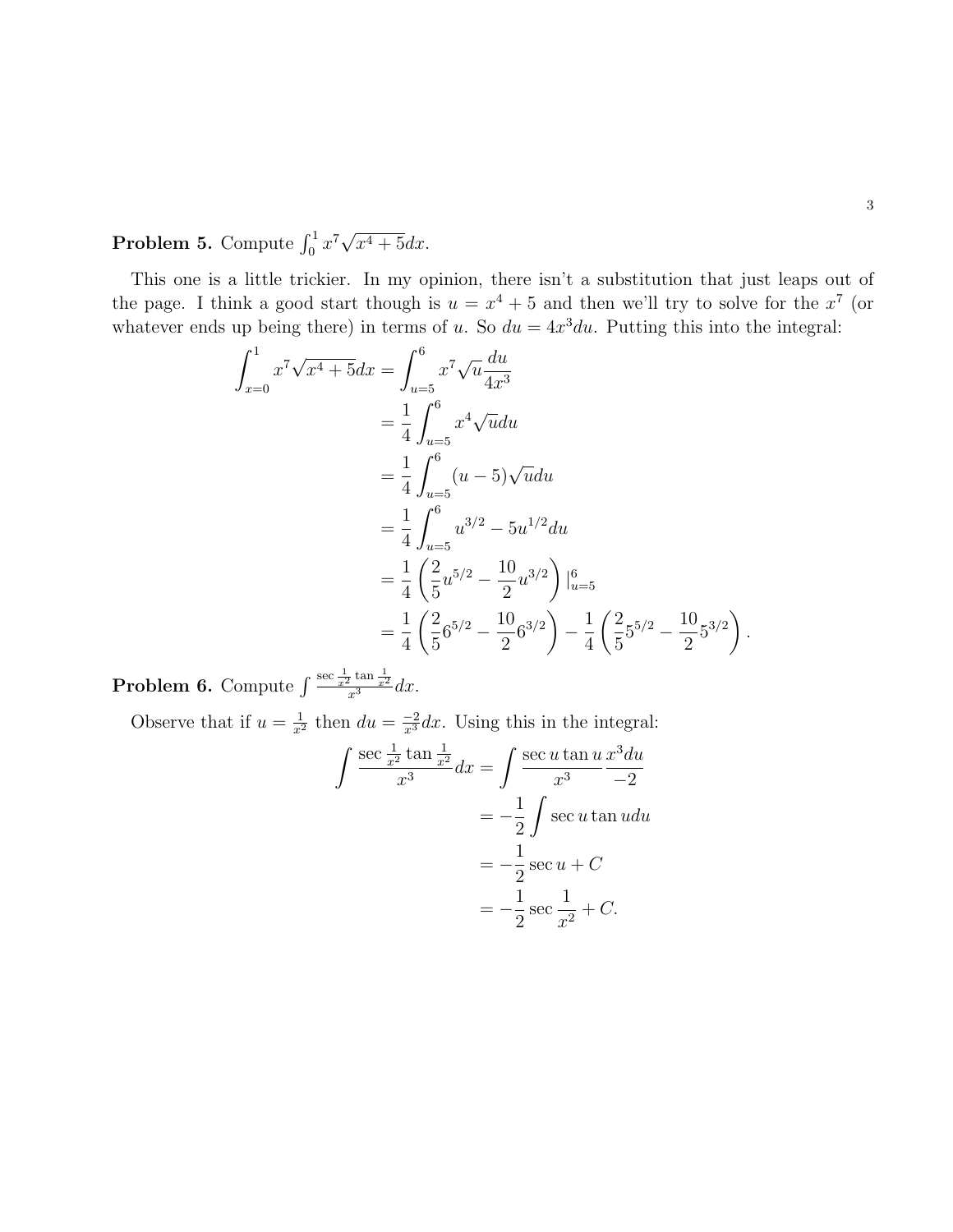**Problem 5.** Compute $\int_0^1 x^7\sqrt{x^4+5}dx$.

This one is a little trickier. In my opinion, there isn't a substitution that just leaps out of the page. I think a good start though is $u = x^4 + 5$ and then we'll try to solve for the $x^7$ (or whatever ends up being there) in terms of $u$. So $du = 4x^3 du$. Putting this into the integral:

$$\begin{aligned}
\int_{x=0}^{1} x^7\sqrt{x^4+5}dx &= \int_{u=5}^{6} x^7\sqrt{u}\frac{du}{4x^3} \\
&= \frac{1}{4}\int_{u=5}^{6} x^4\sqrt{u}du \\
&= \frac{1}{4}\int_{u=5}^{6} (u-5)\sqrt{u}du \\
&= \frac{1}{4}\int_{u=5}^{6} u^{3/2} - 5u^{1/2}du \\
&= \frac{1}{4}\left(\frac{2}{5}u^{5/2} - \frac{10}{2}u^{3/2}\right)|_{u=5}^{6} \\
&= \frac{1}{4}\left(\frac{2}{5}6^{5/2} - \frac{10}{2}6^{3/2}\right) - \frac{1}{4}\left(\frac{2}{5}5^{5/2} - \frac{10}{2}5^{3/2}\right).
\end{aligned}$$

**Problem 6.** Compute $\int \frac{\sec\frac{1}{x^2}\tan\frac{1}{x^2}}{x^3}dx$.

Observe that if $u = \frac{1}{x^2}$ then $du = \frac{-2}{x^3}dx$. Using this in the integral:

$$\begin{aligned}
\int \frac{\sec\frac{1}{x^2}\tan\frac{1}{x^2}}{x^3}dx &= \int \frac{\sec u \tan u}{x^3}\frac{x^3 du}{-2} \\
&= -\frac{1}{2}\int \sec u \tan u du \\
&= -\frac{1}{2}\sec u + C \\
&= -\frac{1}{2}\sec\frac{1}{x^2} + C.
\end{aligned}$$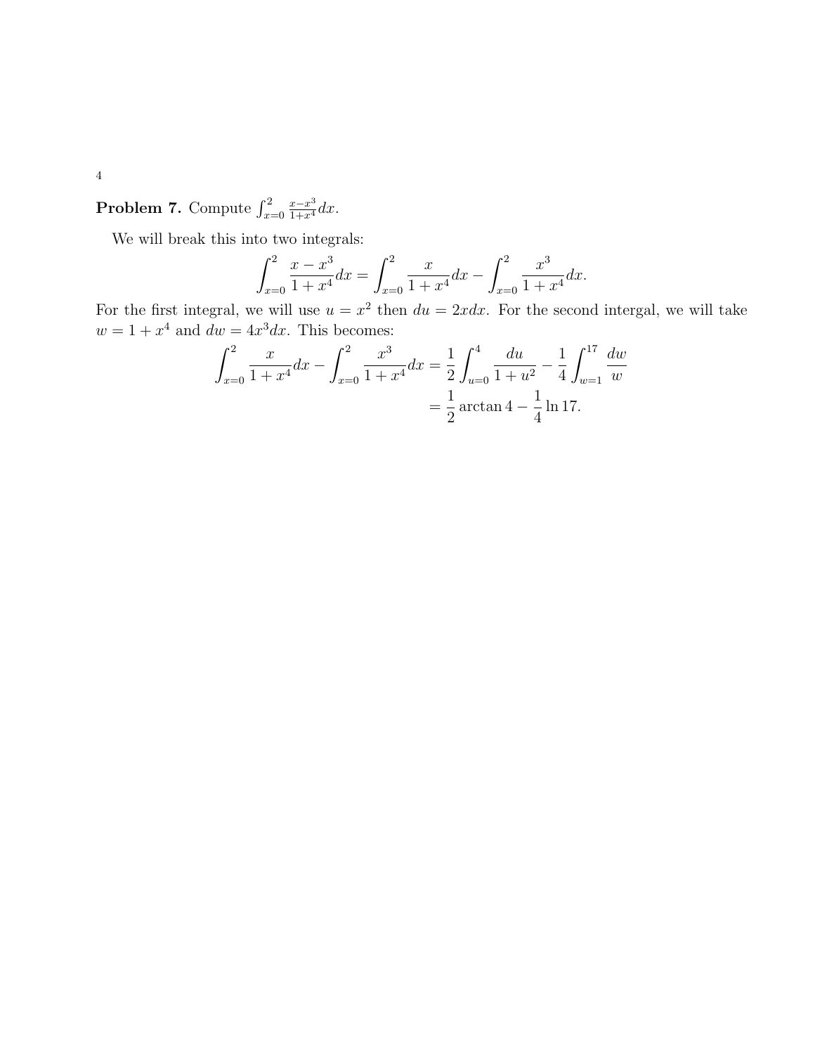**Problem 7.** Compute $\int_{x=0}^{2} \frac{x-x^3}{1+x^4} dx$.

We will break this into two integrals:

$$\int_{x=0}^{2} \frac{x-x^3}{1+x^4} dx = \int_{x=0}^{2} \frac{x}{1+x^4} dx - \int_{x=0}^{2} \frac{x^3}{1+x^4} dx.$$

For the first integral, we will use $u = x^2$ then $du = 2x dx$. For the second intergal, we will take $w = 1 + x^4$ and $dw = 4x^3 dx$. This becomes:

$$\begin{aligned}
\int_{x=0}^{2} \frac{x}{1+x^4} dx - \int_{x=0}^{2} \frac{x^3}{1+x^4} dx &= \frac{1}{2} \int_{u=0}^{4} \frac{du}{1+u^2} - \frac{1}{4} \int_{w=1}^{17} \frac{dw}{w} \\
&= \frac{1}{2} \arctan 4 - \frac{1}{4} \ln 17.
\end{aligned}$$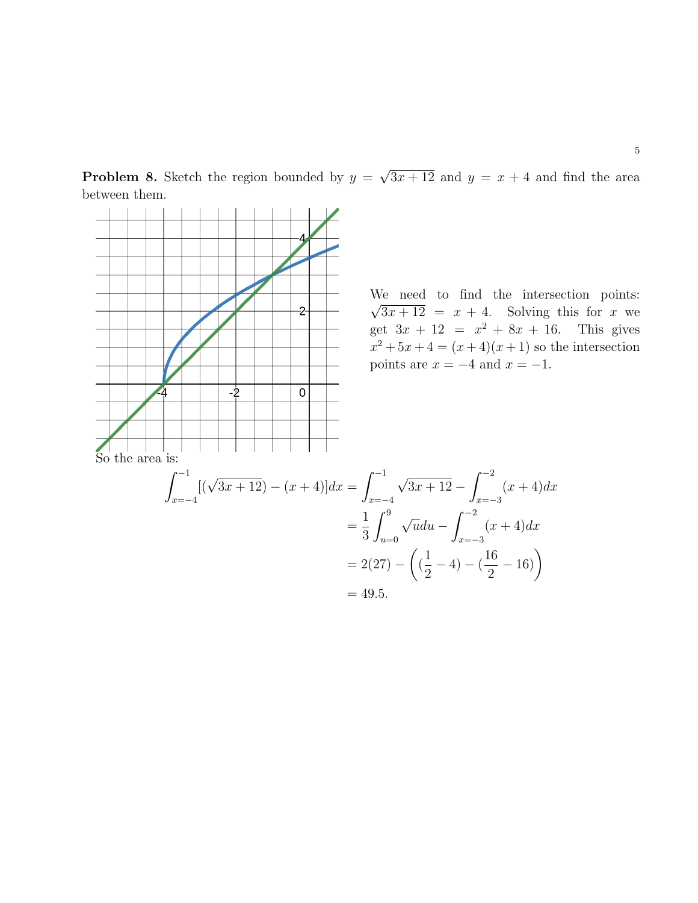**Problem 8.** Sketch the region bounded by $y = \sqrt{3x+12}$ and $y = x+4$ and find the area between them.

We need to find the intersection points: $\sqrt{3x+12} = x+4$. Solving this for $x$ we get $3x+12 = x^2+8x+16$. This gives $x^2+5x+4 = (x+4)(x+1)$ so the intersection points are $x=-4$ and $x=-1$.

So the area is:

$$
\begin{aligned}
\int_{x=-4}^{-1} [(\sqrt{3x+12}) - (x+4)]dx &= \int_{x=-4}^{-1} \sqrt{3x+12} - \int_{x=-3}^{-2} (x+4)dx \\
&= \frac{1}{3}\int_{u=0}^{9} \sqrt{u}du - \int_{x=-3}^{-2} (x+4)dx \\
&= 2(27) - \left( (\frac{1}{2} - 4) - (\frac{16}{2} - 16) \right) \\
&= 49.5.
\end{aligned}
$$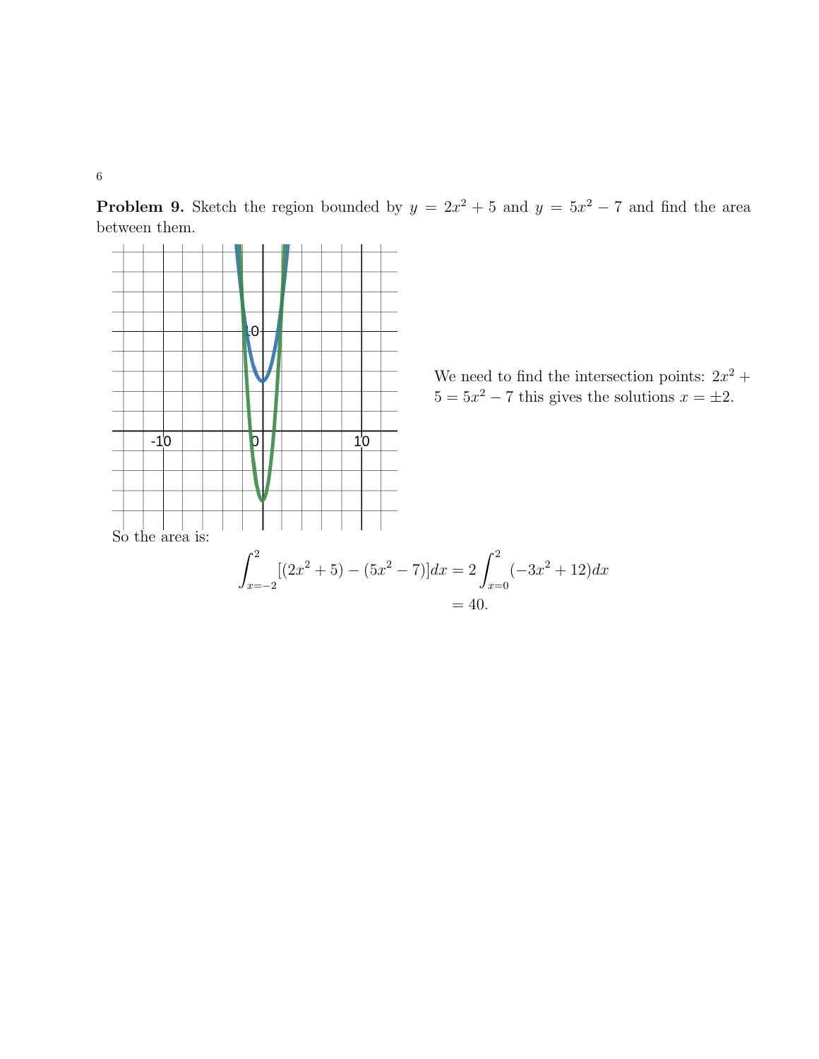**Problem 9.** Sketch the region bounded by $y = 2x^2 + 5$ and $y = 5x^2 - 7$ and find the area between them.

We need to find the intersection points: $2x^2 + 5 = 5x^2 - 7$ this gives the solutions $x = \pm 2$.

So the area is:

$$\int_{x=-2}^{2} [(2x^2 + 5) - (5x^2 - 7)]dx = 2\int_{x=0}^{2} (-3x^2 + 12)dx$$
$$= 40.$$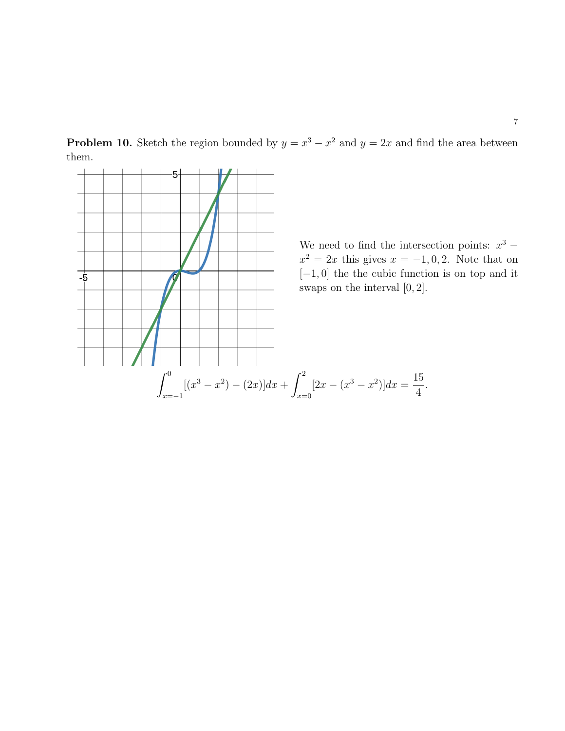**Problem 10.** Sketch the region bounded by $y = x^3 - x^2$ and $y = 2x$ and find the area between them.

We need to find the intersection points: $x^3 - x^2 = 2x$ this gives $x = -1, 0, 2$. Note that on $[-1, 0]$ the the cubic function is on top and it swaps on the interval $[0, 2]$.

$$\int_{x=-1}^{0} [(x^3 - x^2) - (2x)]dx + \int_{x=0}^{2} [2x - (x^3 - x^2)]dx = \frac{15}{4}.$$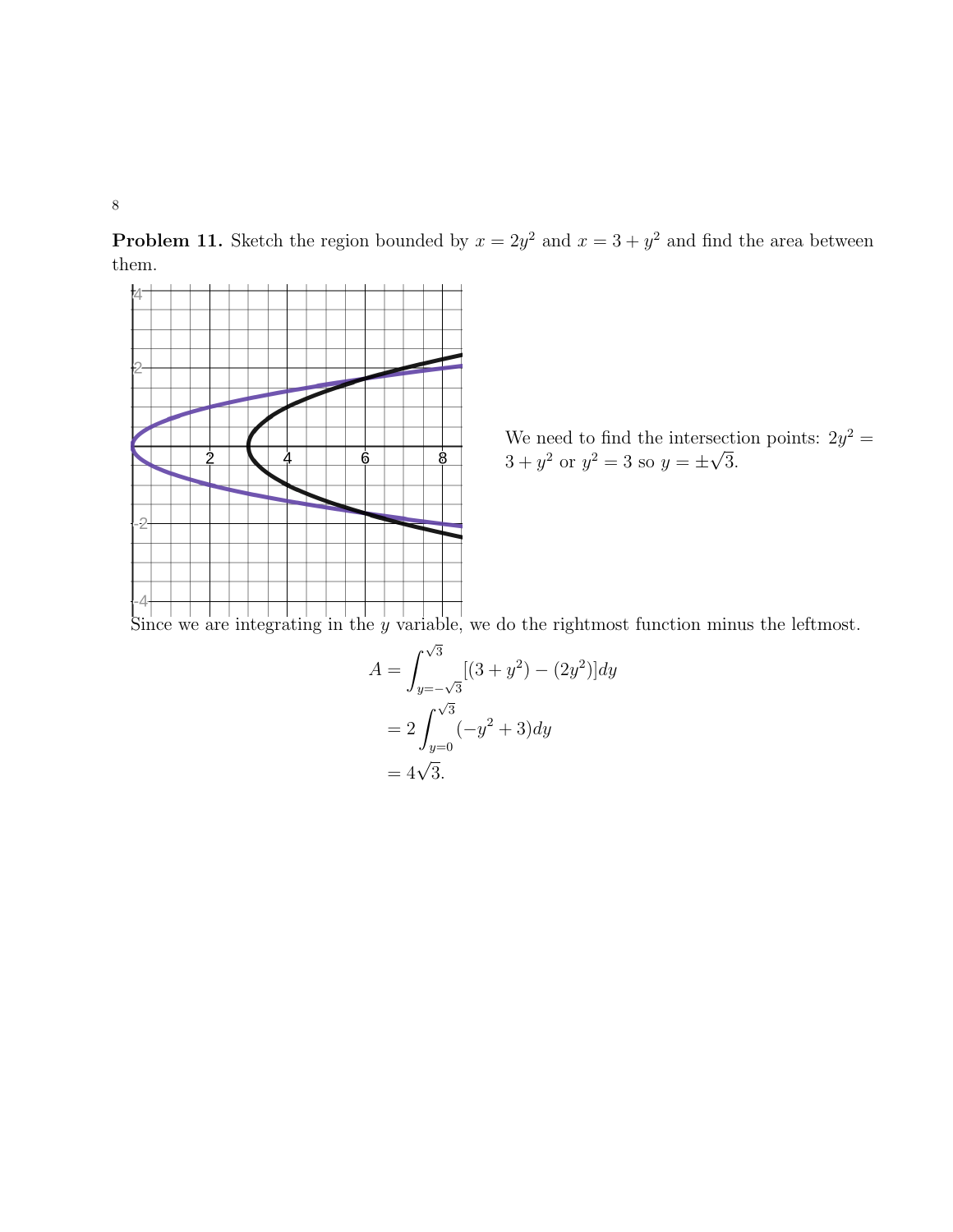**Problem 11.** Sketch the region bounded by $x = 2y^2$ and $x = 3 + y^2$ and find the area between them.

We need to find the intersection points: $2y^2 = 3 + y^2$ or $y^2 = 3$ so $y = \pm\sqrt{3}$.

Since we are integrating in the $y$ variable, we do the rightmost function minus the leftmost.

$$
\begin{aligned}
A &= \int_{y=-\sqrt{3}}^{\sqrt{3}} [(3 + y^2) - (2y^2)]dy \\
&= 2\int_{y=0}^{\sqrt{3}} (-y^2 + 3)dy \\
&= 4\sqrt{3}.
\end{aligned}
$$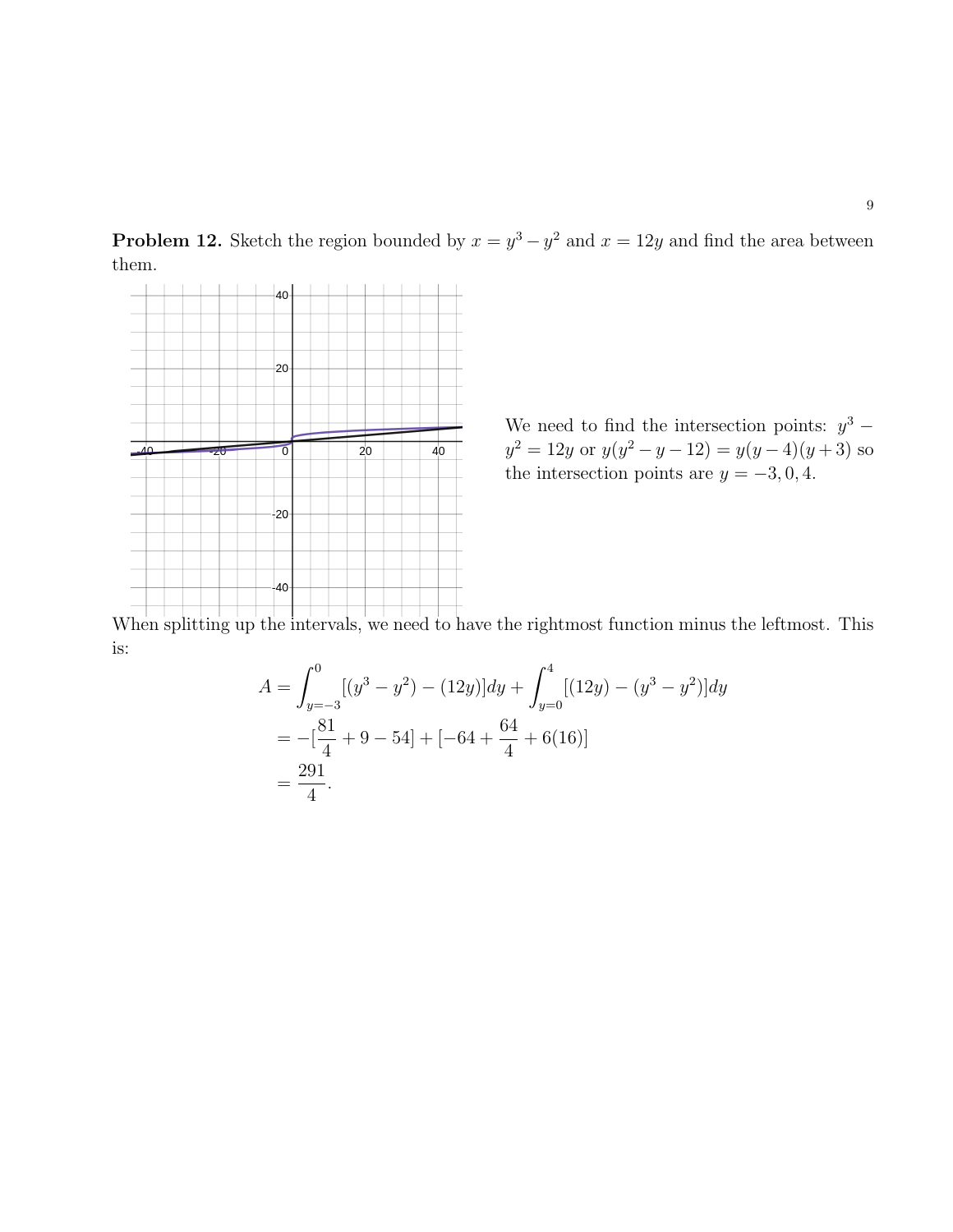**Problem 12.** Sketch the region bounded by $x = y^3 - y^2$ and $x = 12y$ and find the area between them.

We need to find the intersection points: $y^3 - y^2 = 12y$ or $y(y^2 - y - 12) = y(y-4)(y+3)$ so the intersection points are $y = -3, 0, 4$.

When splitting up the intervals, we need to have the rightmost function minus the leftmost. This is:

$$
\begin{aligned}
A &= \int_{y=-3}^{0} [(y^3 - y^2) - (12y)]dy + \int_{y=0}^{4} [(12y) - (y^3 - y^2)]dy \\
&= -[\frac{81}{4} + 9 - 54] + [-64 + \frac{64}{4} + 6(16)] \\
&= \frac{291}{4}.
\end{aligned}
$$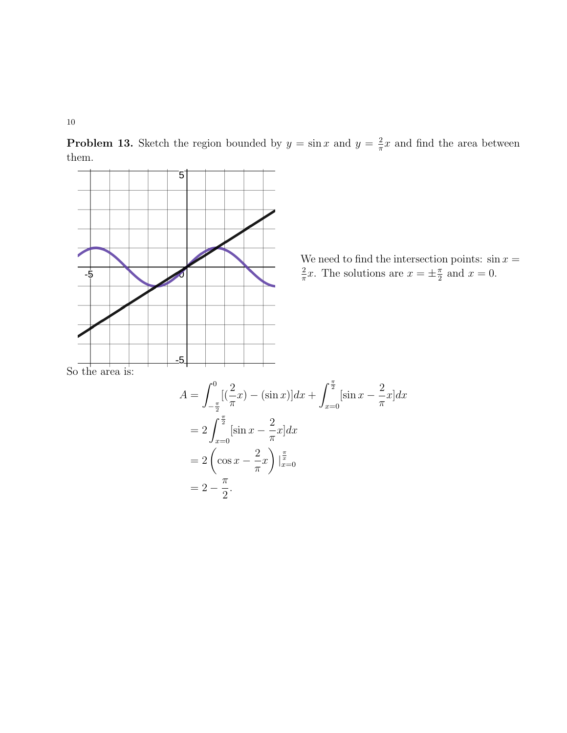**Problem 13.** Sketch the region bounded by $y = \sin x$ and $y = \frac{2}{\pi}x$ and find the area between them.

We need to find the intersection points: $\sin x = \frac{2}{\pi}x$. The solutions are $x = \pm\frac{\pi}{2}$ and $x = 0$.

So the area is:

$$
\begin{aligned}
A &= \int_{-\frac{\pi}{2}}^{0} [(\frac{2}{\pi}x) - (\sin x)]dx + \int_{x=0}^{\frac{\pi}{2}} [\sin x - \frac{2}{\pi}x]dx \\
&= 2\int_{x=0}^{\frac{\pi}{2}} [\sin x - \frac{2}{\pi}x]dx \\
&= 2\left(\cos x - \frac{2}{\pi}x\right)|_{x=0}^{\frac{\pi}{x}} \\
&= 2 - \frac{\pi}{2}.
\end{aligned}
$$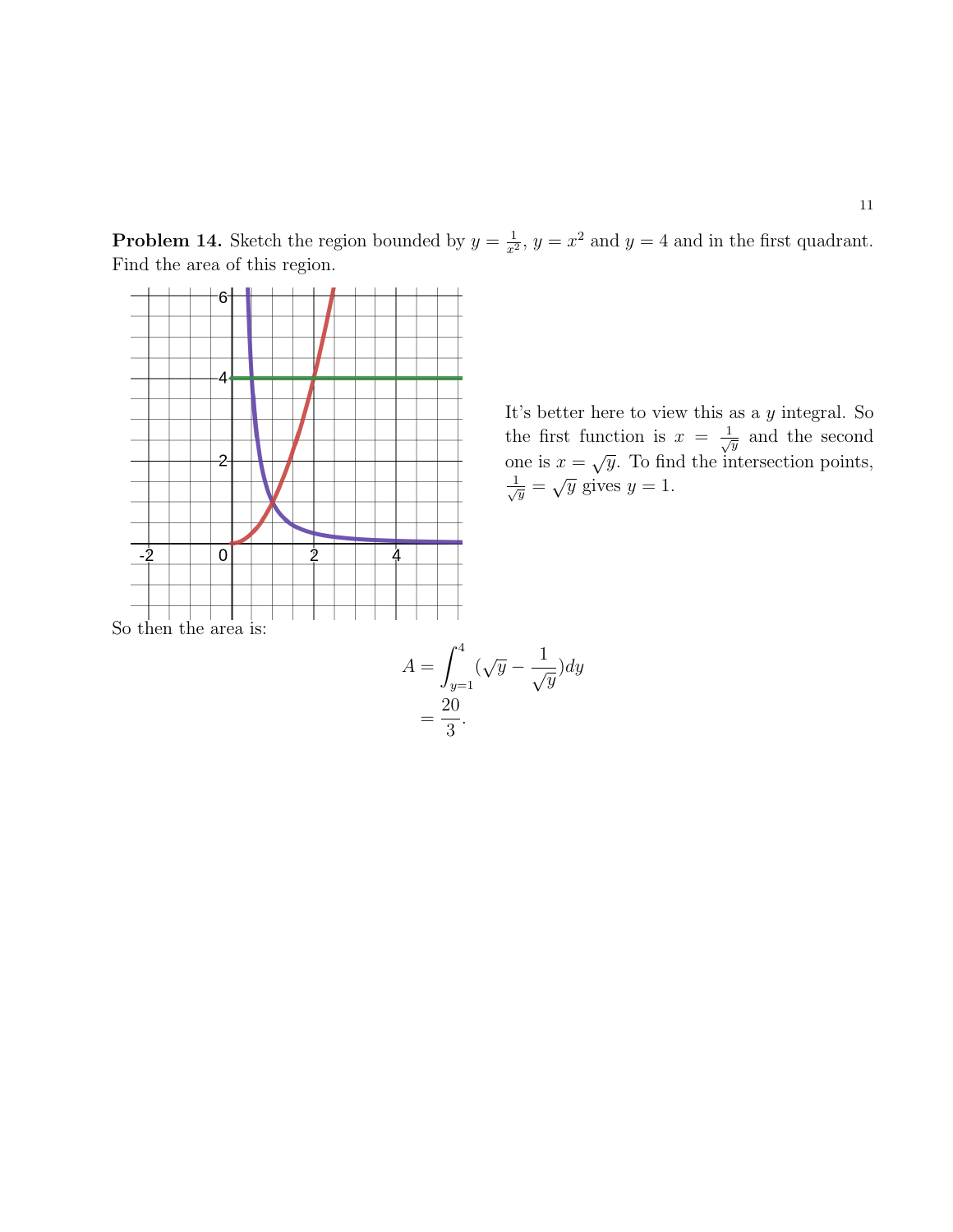**Problem 14.** Sketch the region bounded by $y = \frac{1}{x^2}$, $y = x^2$ and $y = 4$ and in the first quadrant. Find the area of this region.

6
4
2
-2
0
2
4

It's better here to view this as a $y$ integral. So the first function is $x = \frac{1}{\sqrt{y}}$ and the second one is $x = \sqrt{y}$. To find the intersection points, $\frac{1}{\sqrt{y}} = \sqrt{y}$ gives $y = 1$.

So then the area is:

$$
\begin{aligned}
A &= \int_{y=1}^{4} (\sqrt{y} - \frac{1}{\sqrt{y}}) dy \\
&= \frac{20}{3}.
\end{aligned}
$$